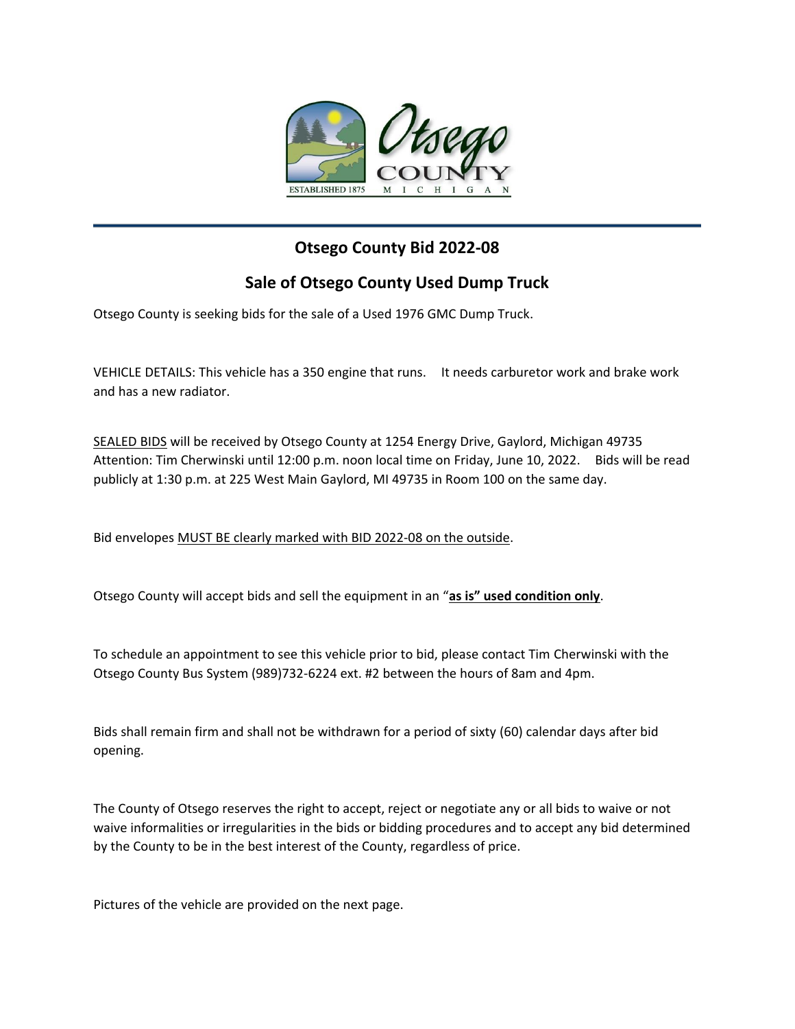# Otsego County Bid 2022-08

## Sale of Otsego County Used Dump Truck

Otsego County is seeking bids for the sale of a Used 1976 GMC Dump Truck.

VEHICLE DETAILS: This vehicle has a 350 engine that runs. It needs carburetor work and brake work and has a new radiator.

SEALED BIDS will be received by Otsego County at 1254 Energy Drive, Gaylord, Michigan 49735 Attention: Tim Cherwinski until 12:00 p.m. noon local time on Friday, June 10, 2022. Bids will be read publicly at 1:30 p.m. at 225 West Main Gaylord, MI 49735 in Room 100 on the same day.

Bid envelopes MUST BE clearly marked with BID 2022-08 on the outside.

Otsego County will accept bids and sell the equipment in an "**as is" used condition only**.

To schedule an appointment to see this vehicle prior to bid, please contact Tim Cherwinski with the Otsego County Bus System (989)732-6224 ext. #2 between the hours of 8am and 4pm.

Bids shall remain firm and shall not be withdrawn for a period of sixty (60) calendar days after bid opening.

The County of Otsego reserves the right to accept, reject or negotiate any or all bids to waive or not waive informalities or irregularities in the bids or bidding procedures and to accept any bid determined by the County to be in the best interest of the County, regardless of price.

Pictures of the vehicle are provided on the next page.